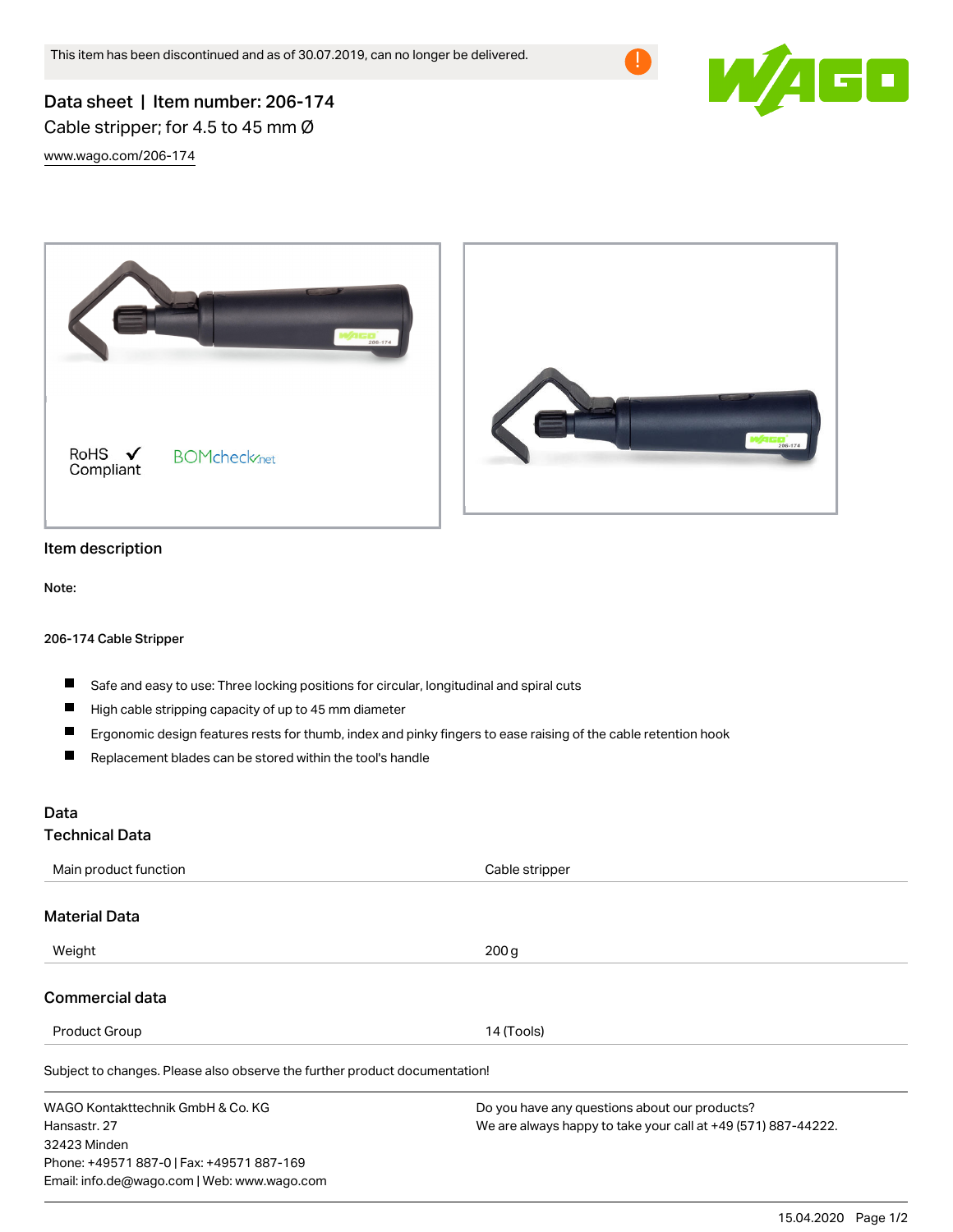This item has been discontinued and as of 30.07.2019, can no longer be delivered.

# Data sheet | Item number: 206-174

Cable stripper; for 4.5 to 45 mm Ø

www.wago.com/206-174

RoHS ✓ Compliant

BOMcheck.net

## Item description

**Note:**

**206-174 Cable Stripper**

- Safe and easy to use: Three locking positions for circular, longitudinal and spiral cuts
- High cable stripping capacity of up to 45 mm diameter
- Ergonomic design features rests for thumb, index and pinky fingers to ease raising of the cable retention hook
- Replacement blades can be stored within the tool's handle

## Data

### Technical Data

| | |
|---|---|
| Main product function | Cable stripper |

### Material Data

| | |
|---|---|
| Weight | 200 g |

### Commercial data

| | |
|---|---|
| Product Group | 14 (Tools) |

Subject to changes. Please also observe the further product documentation!

WAGO Kontakttechnik GmbH & Co. KG
Hansastr. 27
32423 Minden
Phone: +49571 887-0 | Fax: +49571 887-169
Email: info.de@wago.com | Web: www.wago.com

Do you have any questions about our products?
We are always happy to take your call at +49 (571) 887-44222.

15.04.2020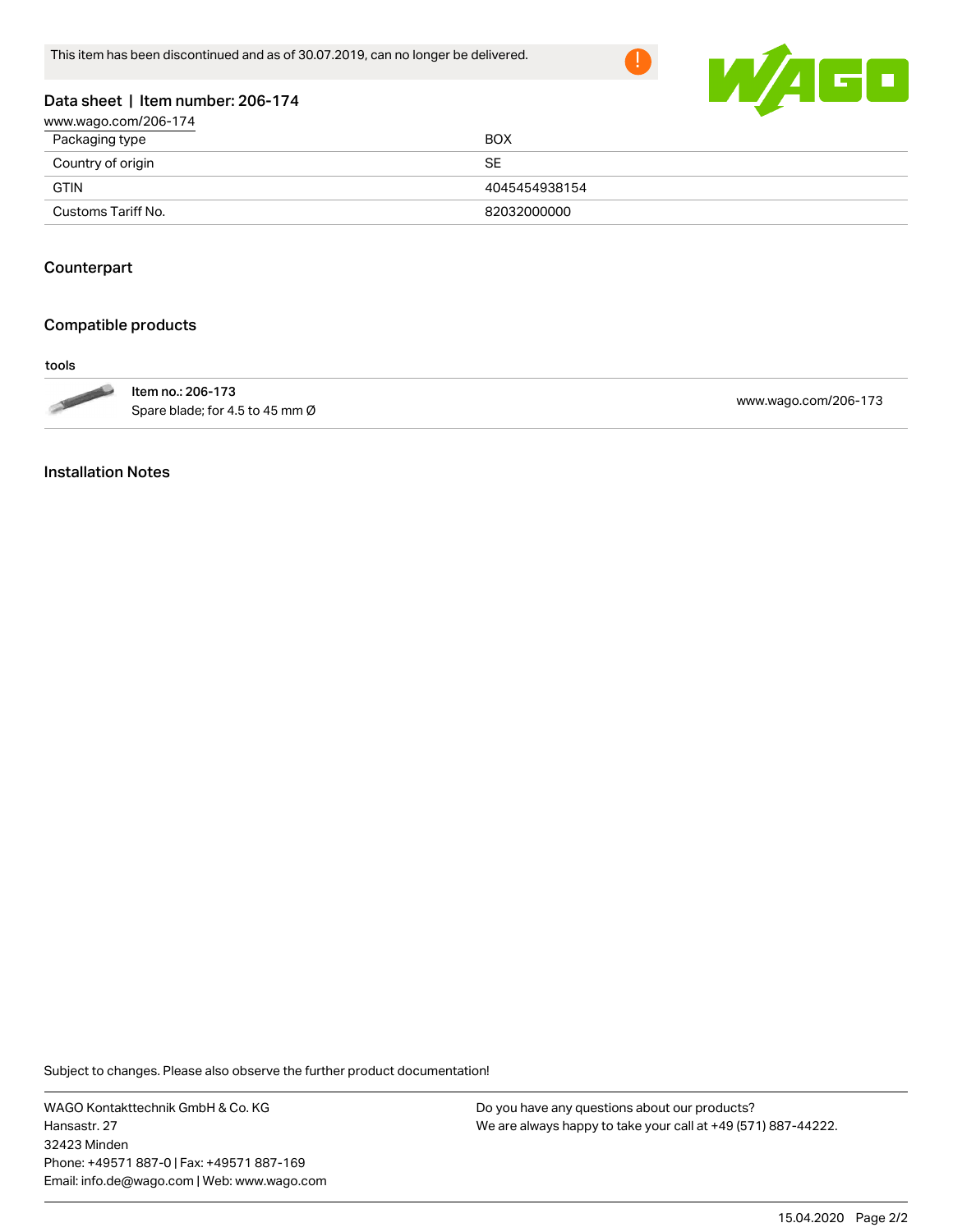This item has been discontinued and as of 30.07.2019, can no longer be delivered.

## Data sheet | Item number: 206-174

www.wago.com/206-174

| | |
|---|---|
| Packaging type | BOX |
| Country of origin | SE |
| GTIN | 4045454938154 |
| Customs Tariff No. | 82032000000 |

## Counterpart

## Compatible products

tools

| | | |
|---|---|---|
| | Item no.: 206-173<br>Spare blade; for 4.5 to 45 mm Ø | www.wago.com/206-173 |

## Installation Notes

Subject to changes. Please also observe the further product documentation!

WAGO Kontakttechnik GmbH & Co. KG
Hansastr. 27
32423 Minden
Phone: +49571 887-0 | Fax: +49571 887-169
Email: info.de@wago.com | Web: www.wago.com

Do you have any questions about our products?
We are always happy to take your call at +49 (571) 887-44222.

15.04.2020